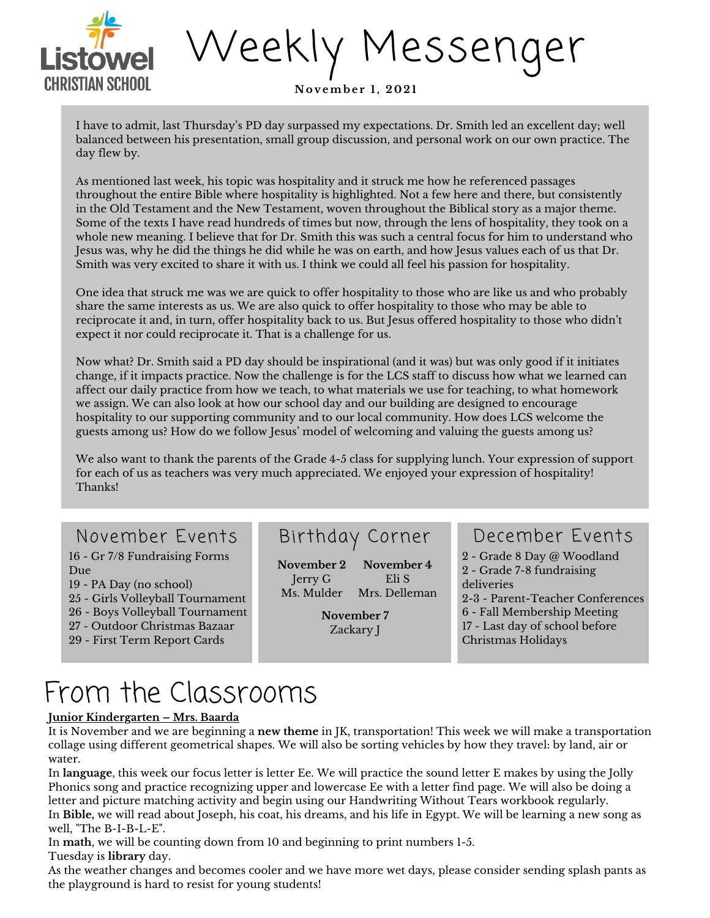Listowel CHRISTIAN SCHOOL

# Weekly Messenger

**November 1, 2021**

I have to admit, last Thursday's PD day surpassed my expectations. Dr. Smith led an excellent day; well balanced between his presentation, small group discussion, and personal work on our own practice. The day flew by.

As mentioned last week, his topic was hospitality and it struck me how he referenced passages throughout the entire Bible where hospitality is highlighted. Not a few here and there, but consistently in the Old Testament and the New Testament, woven throughout the Biblical story as a major theme. Some of the texts I have read hundreds of times but now, through the lens of hospitality, they took on a whole new meaning. I believe that for Dr. Smith this was such a central focus for him to understand who Jesus was, why he did the things he did while he was on earth, and how Jesus values each of us that Dr. Smith was very excited to share it with us. I think we could all feel his passion for hospitality.

One idea that struck me was we are quick to offer hospitality to those who are like us and who probably share the same interests as us. We are also quick to offer hospitality to those who may be able to reciprocate it and, in turn, offer hospitality back to us. But Jesus offered hospitality to those who didn't expect it nor could reciprocate it. That is a challenge for us.

Now what? Dr. Smith said a PD day should be inspirational (and it was) but was only good if it initiates change, if it impacts practice. Now the challenge is for the LCS staff to discuss how what we learned can affect our daily practice from how we teach, to what materials we use for teaching, to what homework we assign. We can also look at how our school day and our building are designed to encourage hospitality to our supporting community and to our local community. How does LCS welcome the guests among us? How do we follow Jesus' model of welcoming and valuing the guests among us?

We also want to thank the parents of the Grade 4-5 class for supplying lunch. Your expression of support for each of us as teachers was very much appreciated. We enjoyed your expression of hospitality! Thanks!

## November Events

16 - Gr 7/8 Fundraising Forms Due
19 - PA Day (no school)
25 - Girls Volleyball Tournament
26 - Boys Volleyball Tournament
27 - Outdoor Christmas Bazaar
29 - First Term Report Cards

## Birthday Corner

**November 2**
Jerry G
Ms. Mulder

**November 4**
Eli S
Mrs. Delleman

**November 7**
Zackary J

## December Events

2 - Grade 8 Day @ Woodland
2 - Grade 7-8 fundraising deliveries
2-3 - Parent-Teacher Conferences
6 - Fall Membership Meeting
17 - Last day of school before Christmas Holidays

# From the Classrooms

**Junior Kindergarten – Mrs. Baarda**

It is November and we are beginning a **new theme** in JK, transportation! This week we will make a transportation collage using different geometrical shapes. We will also be sorting vehicles by how they travel: by land, air or water.

In **language**, this week our focus letter is letter Ee. We will practice the sound letter E makes by using the Jolly Phonics song and practice recognizing upper and lowercase Ee with a letter find page. We will also be doing a letter and picture matching activity and begin using our Handwriting Without Tears workbook regularly.

In **Bible**, we will read about Joseph, his coat, his dreams, and his life in Egypt. We will be learning a new song as well, "The B-I-B-L-E".

In **math**, we will be counting down from 10 and beginning to print numbers 1-5.

Tuesday is **library** day.

As the weather changes and becomes cooler and we have more wet days, please consider sending splash pants as the playground is hard to resist for young students!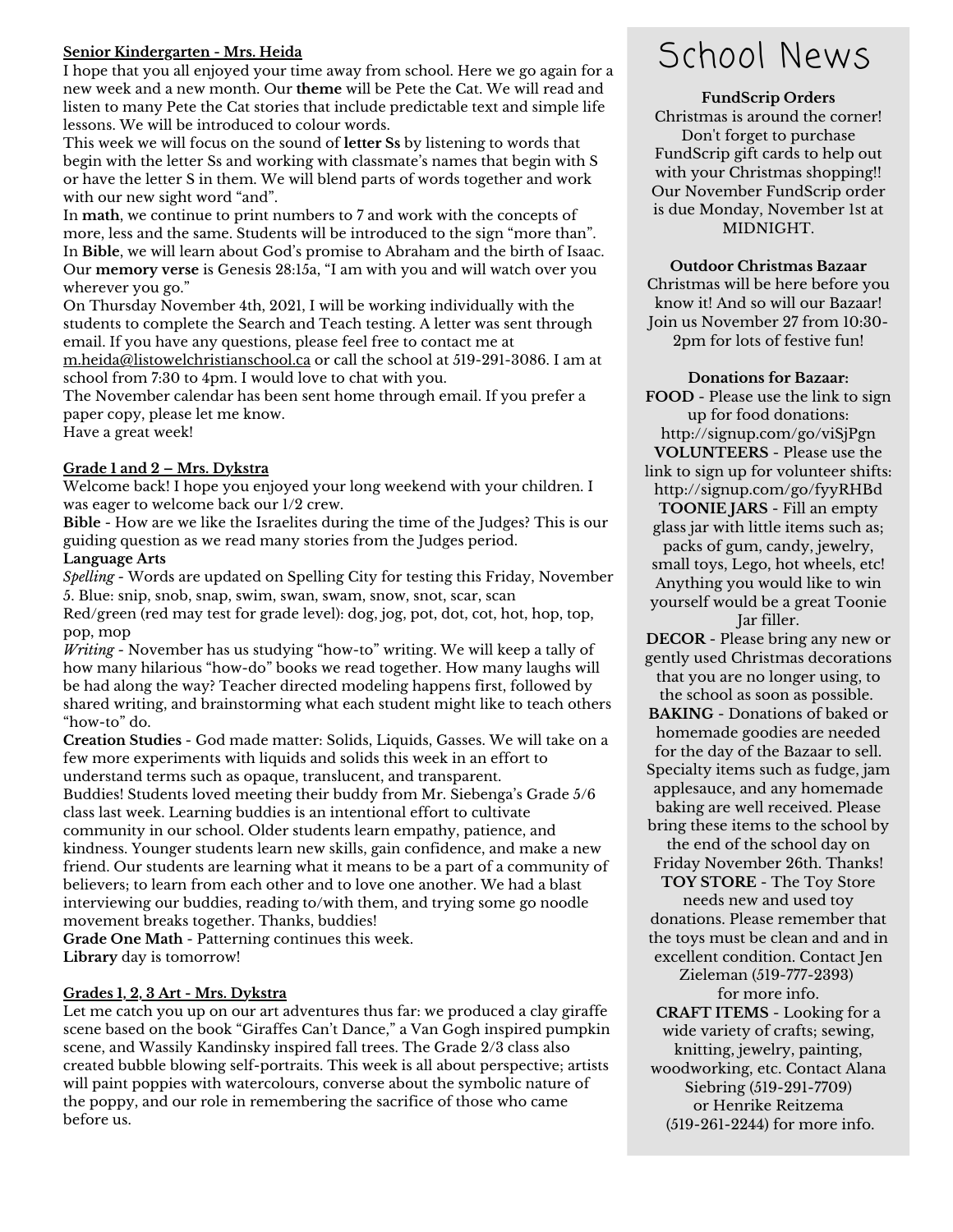## Senior Kindergarten - Mrs. Heida

I hope that you all enjoyed your time away from school. Here we go again for a new week and a new month. Our **theme** will be Pete the Cat. We will read and listen to many Pete the Cat stories that include predictable text and simple life lessons. We will be introduced to colour words.

This week we will focus on the sound of **letter Ss** by listening to words that begin with the letter Ss and working with classmate's names that begin with S or have the letter S in them. We will blend parts of words together and work with our new sight word "and".

In **math**, we continue to print numbers to 7 and work with the concepts of more, less and the same. Students will be introduced to the sign "more than".

In **Bible**, we will learn about God's promise to Abraham and the birth of Isaac. Our **memory verse** is Genesis 28:15a, "I am with you and will watch over you wherever you go."

On Thursday November 4th, 2021, I will be working individually with the students to complete the Search and Teach testing. A letter was sent through email. If you have any questions, please feel free to contact me at m.heida@listowelchristianschool.ca or call the school at 519-291-3086. I am at school from 7:30 to 4pm. I would love to chat with you.

The November calendar has been sent home through email. If you prefer a paper copy, please let me know.

Have a great week!

## Grade 1 and 2 – Mrs. Dykstra

Welcome back! I hope you enjoyed your long weekend with your children. I was eager to welcome back our 1/2 crew.

**Bible** - How are we like the Israelites during the time of the Judges? This is our guiding question as we read many stories from the Judges period.

**Language Arts**

*Spelling* - Words are updated on Spelling City for testing this Friday, November 5. Blue: snip, snob, snap, swim, swan, swam, snow, snot, scar, scan
Red/green (red may test for grade level): dog, jog, pot, dot, cot, hot, hop, top, pop, mop

*Writing* - November has us studying "how-to" writing. We will keep a tally of how many hilarious "how-do" books we read together. How many laughs will be had along the way? Teacher directed modeling happens first, followed by shared writing, and brainstorming what each student might like to teach others "how-to" do.

**Creation Studies** - God made matter: Solids, Liquids, Gasses. We will take on a few more experiments with liquids and solids this week in an effort to understand terms such as opaque, translucent, and transparent.

Buddies! Students loved meeting their buddy from Mr. Siebenga's Grade 5/6 class last week. Learning buddies is an intentional effort to cultivate community in our school. Older students learn empathy, patience, and kindness. Younger students learn new skills, gain confidence, and make a new friend. Our students are learning what it means to be a part of a community of believers; to learn from each other and to love one another. We had a blast interviewing our buddies, reading to/with them, and trying some go noodle movement breaks together. Thanks, buddies!

**Grade One Math** - Patterning continues this week.

**Library** day is tomorrow!

## Grades 1, 2, 3 Art - Mrs. Dykstra

Let me catch you up on our art adventures thus far: we produced a clay giraffe scene based on the book "Giraffes Can't Dance," a Van Gogh inspired pumpkin scene, and Wassily Kandinsky inspired fall trees. The Grade 2/3 class also created bubble blowing self-portraits. This week is all about perspective; artists will paint poppies with watercolours, converse about the symbolic nature of the poppy, and our role in remembering the sacrifice of those who came before us.

# School News

**FundScrip Orders**

Christmas is around the corner! Don't forget to purchase FundScrip gift cards to help out with your Christmas shopping!! Our November FundScrip order is due Monday, November 1st at MIDNIGHT.

**Outdoor Christmas Bazaar**

Christmas will be here before you know it! And so will our Bazaar! Join us November 27 from 10:30-2pm for lots of festive fun!

**Donations for Bazaar:**

**FOOD** - Please use the link to sign up for food donations: http://signup.com/go/viSjPgn

**VOLUNTEERS** - Please use the link to sign up for volunteer shifts: http://signup.com/go/fyyRHBd

**TOONIE JARS** - Fill an empty glass jar with little items such as; packs of gum, candy, jewelry, small toys, Lego, hot wheels, etc! Anything you would like to win yourself would be a great Toonie Jar filler.

**DECOR** - Please bring any new or gently used Christmas decorations that you are no longer using, to the school as soon as possible.

**BAKING** - Donations of baked or homemade goodies are needed for the day of the Bazaar to sell. Specialty items such as fudge, jam applesauce, and any homemade baking are well received. Please bring these items to the school by the end of the school day on Friday November 26th. Thanks!

**TOY STORE** - The Toy Store needs new and used toy donations. Please remember that the toys must be clean and and in excellent condition. Contact Jen Zieleman (519-777-2393) for more info.

**CRAFT ITEMS** - Looking for a wide variety of crafts; sewing, knitting, jewelry, painting, woodworking, etc. Contact Alana Siebring (519-291-7709) or Henrike Reitzema (519-261-2244) for more info.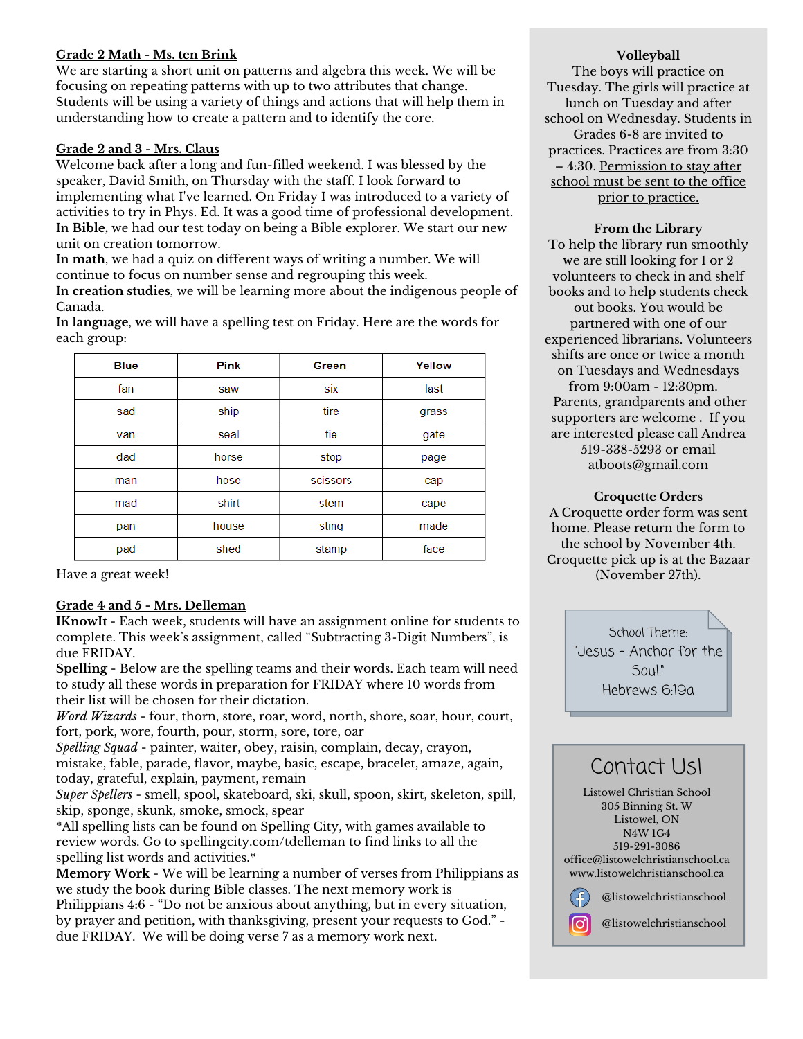## Grade 2 Math - Ms. ten Brink

We are starting a short unit on patterns and algebra this week. We will be focusing on repeating patterns with up to two attributes that change. Students will be using a variety of things and actions that will help them in understanding how to create a pattern and to identify the core.

## Grade 2 and 3 - Mrs. Claus

Welcome back after a long and fun-filled weekend. I was blessed by the speaker, David Smith, on Thursday with the staff. I look forward to implementing what I've learned. On Friday I was introduced to a variety of activities to try in Phys. Ed. It was a good time of professional development.

In **Bible**, we had our test today on being a Bible explorer. We start our new unit on creation tomorrow.

In **math**, we had a quiz on different ways of writing a number. We will continue to focus on number sense and regrouping this week.

In **creation studies**, we will be learning more about the indigenous people of Canada.

In **language**, we will have a spelling test on Friday. Here are the words for each group:

| Blue | Pink | Green | Yellow |
|---|---|---|---|
| fan | saw | six | last |
| sad | ship | tire | grass |
| van | seal | tie | gate |
| dad | horse | stop | page |
| man | hose | scissors | cap |
| mad | shirt | stem | cape |
| pan | house | sting | made |
| pad | shed | stamp | face |

Have a great week!

## Grade 4 and 5 - Mrs. Delleman

**IKnowIt** - Each week, students will have an assignment online for students to complete. This week's assignment, called "Subtracting 3-Digit Numbers", is due FRIDAY.

**Spelling** - Below are the spelling teams and their words. Each team will need to study all these words in preparation for FRIDAY where 10 words from their list will be chosen for their dictation.

*Word Wizards* - four, thorn, store, roar, word, north, shore, soar, hour, court, fort, pork, wore, fourth, pour, storm, sore, tore, oar

*Spelling Squad* - painter, waiter, obey, raisin, complain, decay, crayon, mistake, fable, parade, flavor, maybe, basic, escape, bracelet, amaze, again, today, grateful, explain, payment, remain

*Super Spellers* - smell, spool, skateboard, ski, skull, spoon, skirt, skeleton, spill, skip, sponge, skunk, smoke, smock, spear

*All spelling lists can be found on Spelling City, with games available to review words. Go to spellingcity.com/tdelleman to find links to all the spelling list words and activities.*

**Memory Work** - We will be learning a number of verses from Philippians as we study the book during Bible classes. The next memory work is Philippians 4:6 - "Do not be anxious about anything, but in every situation, by prayer and petition, with thanksgiving, present your requests to God." - due FRIDAY. We will be doing verse 7 as a memory work next.

### Volleyball

The boys will practice on Tuesday. The girls will practice at lunch on Tuesday and after school on Wednesday. Students in Grades 6-8 are invited to practices. Practices are from 3:30 – 4:30. Permission to stay after school must be sent to the office prior to practice.

### From the Library

To help the library run smoothly we are still looking for 1 or 2 volunteers to check in and shelf books and to help students check out books. You would be partnered with one of our experienced librarians. Volunteers shifts are once or twice a month on Tuesdays and Wednesdays from 9:00am - 12:30pm. Parents, grandparents and other supporters are welcome . If you are interested please call Andrea 519-338-5293 or email atboots@gmail.com

### Croquette Orders

A Croquette order form was sent home. Please return the form to the school by November 4th. Croquette pick up is at the Bazaar (November 27th).

School Theme:
"Jesus - Anchor for the Soul."
Hebrews 6:19a

## Contact Us!

Listowel Christian School
305 Binning St. W
Listowel, ON
N4W 1G4
519-291-3086
office@listowelchristianschool.ca
www.listowelchristianschool.ca

@listowelchristianschool

@listowelchristianschool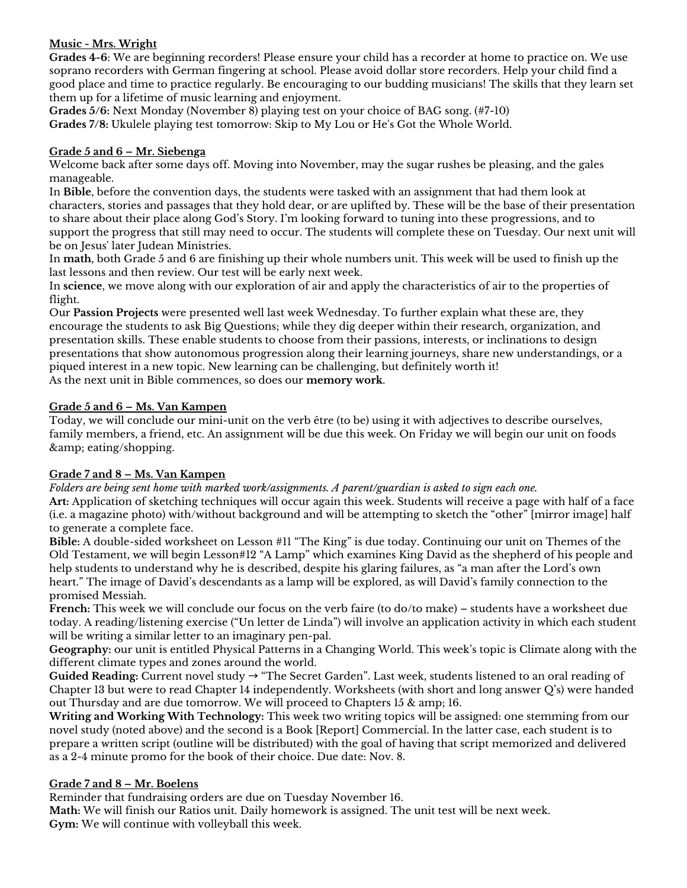**Music - Mrs. Wright**

**Grades 4-6**: We are beginning recorders! Please ensure your child has a recorder at home to practice on. We use soprano recorders with German fingering at school. Please avoid dollar store recorders. Help your child find a good place and time to practice regularly. Be encouraging to our budding musicians! The skills that they learn set them up for a lifetime of music learning and enjoyment.

**Grades 5/6:** Next Monday (November 8) playing test on your choice of BAG song. (#7-10)

**Grades 7/8:** Ukulele playing test tomorrow: Skip to My Lou or He's Got the Whole World.

**Grade 5 and 6 – Mr. Siebenga**

Welcome back after some days off. Moving into November, may the sugar rushes be pleasing, and the gales manageable.

In **Bible**, before the convention days, the students were tasked with an assignment that had them look at characters, stories and passages that they hold dear, or are uplifted by. These will be the base of their presentation to share about their place along God's Story. I'm looking forward to tuning into these progressions, and to support the progress that still may need to occur. The students will complete these on Tuesday. Our next unit will be on Jesus' later Judean Ministries.

In **math**, both Grade 5 and 6 are finishing up their whole numbers unit. This week will be used to finish up the last lessons and then review. Our test will be early next week.

In **science**, we move along with our exploration of air and apply the characteristics of air to the properties of flight.

Our **Passion Projects** were presented well last week Wednesday. To further explain what these are, they encourage the students to ask Big Questions; while they dig deeper within their research, organization, and presentation skills. These enable students to choose from their passions, interests, or inclinations to design presentations that show autonomous progression along their learning journeys, share new understandings, or a piqued interest in a new topic. New learning can be challenging, but definitely worth it!

As the next unit in Bible commences, so does our **memory work**.

**Grade 5 and 6 – Ms. Van Kampen**

Today, we will conclude our mini-unit on the verb être (to be) using it with adjectives to describe ourselves, family members, a friend, etc. An assignment will be due this week. On Friday we will begin our unit on foods &amp; eating/shopping.

**Grade 7 and 8 – Ms. Van Kampen**

*Folders are being sent home with marked work/assignments. A parent/guardian is asked to sign each one.*

**Art:** Application of sketching techniques will occur again this week. Students will receive a page with half of a face (i.e. a magazine photo) with/without background and will be attempting to sketch the "other" [mirror image] half to generate a complete face.

**Bible:** A double-sided worksheet on Lesson #11 "The King" is due today. Continuing our unit on Themes of the Old Testament, we will begin Lesson#12 "A Lamp" which examines King David as the shepherd of his people and help students to understand why he is described, despite his glaring failures, as "a man after the Lord's own heart." The image of David's descendants as a lamp will be explored, as will David's family connection to the promised Messiah.

**French:** This week we will conclude our focus on the verb faire (to do/to make) – students have a worksheet due today. A reading/listening exercise ("Un letter de Linda") will involve an application activity in which each student will be writing a similar letter to an imaginary pen-pal.

**Geography:** our unit is entitled Physical Patterns in a Changing World. This week's topic is Climate along with the different climate types and zones around the world.

**Guided Reading:** Current novel study → "The Secret Garden". Last week, students listened to an oral reading of Chapter 13 but were to read Chapter 14 independently. Worksheets (with short and long answer Q's) were handed out Thursday and are due tomorrow. We will proceed to Chapters 15 & amp; 16.

**Writing and Working With Technology:** This week two writing topics will be assigned: one stemming from our novel study (noted above) and the second is a Book [Report] Commercial. In the latter case, each student is to prepare a written script (outline will be distributed) with the goal of having that script memorized and delivered as a 2-4 minute promo for the book of their choice. Due date: Nov. 8.

**Grade 7 and 8 – Mr. Boelens**

Reminder that fundraising orders are due on Tuesday November 16.

**Math:** We will finish our Ratios unit. Daily homework is assigned. The unit test will be next week.

**Gym:** We will continue with volleyball this week.